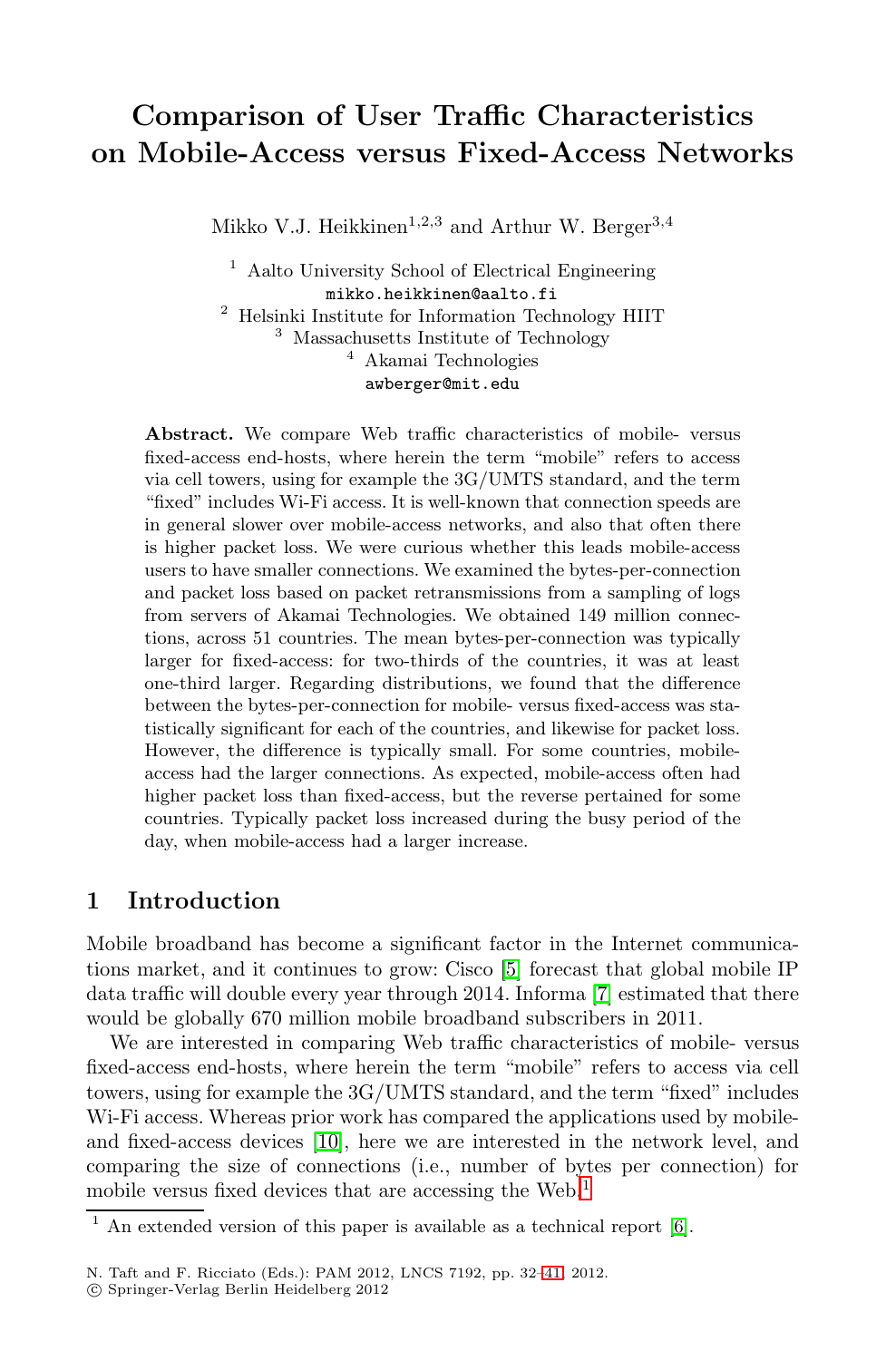# Comparison of User Traffic Characteristics on Mobile-Access versus Fixed-Access Networks

Mikko V.J. Heikkinen[1,2,3] and Arthur W. Berger[3,4]

[1] Aalto University School of Electrical Engineering
mikko.heikkinen@aalto.fi
[2] Helsinki Institute for Information Technology HIIT
[3] Massachusetts Institute of Technology
[4] Akamai Technologies
awberger@mit.edu

**Abstract.** We compare Web traffic characteristics of mobile- versus fixed-access end-hosts, where herein the term "mobile" refers to access via cell towers, using for example the 3G/UMTS standard, and the term "fixed" includes Wi-Fi access. It is well-known that connection speeds are in general slower over mobile-access networks, and also that often there is higher packet loss. We were curious whether this leads mobile-access users to have smaller connections. We examined the bytes-per-connection and packet loss based on packet retransmissions from a sampling of logs from servers of Akamai Technologies. We obtained 149 million connections, across 51 countries. The mean bytes-per-connection was typically larger for fixed-access: for two-thirds of the countries, it was at least one-third larger. Regarding distributions, we found that the difference between the bytes-per-connection for mobile- versus fixed-access was statistically significant for each of the countries, and likewise for packet loss. However, the difference is typically small. For some countries, mobile-access had the larger connections. As expected, mobile-access often had higher packet loss than fixed-access, but the reverse pertained for some countries. Typically packet loss increased during the busy period of the day, when mobile-access had a larger increase.

## 1 Introduction

Mobile broadband has become a significant factor in the Internet communications market, and it continues to grow: Cisco [5] forecast that global mobile IP data traffic will double every year through 2014. Informa [7] estimated that there would be globally 670 million mobile broadband subscribers in 2011.

We are interested in comparing Web traffic characteristics of mobile- versus fixed-access end-hosts, where herein the term "mobile" refers to access via cell towers, using for example the 3G/UMTS standard, and the term "fixed" includes Wi-Fi access. Whereas prior work has compared the applications used by mobile- and fixed-access devices [10], here we are interested in the network level, and comparing the size of connections (i.e., number of bytes per connection) for mobile versus fixed devices that are accessing the Web.[1]

[1] An extended version of this paper is available as a technical report [6].

N. Taft and F. Ricciato (Eds.): PAM 2012, LNCS 7192, pp. 32–41, 2012.
© Springer-Verlag Berlin Heidelberg 2012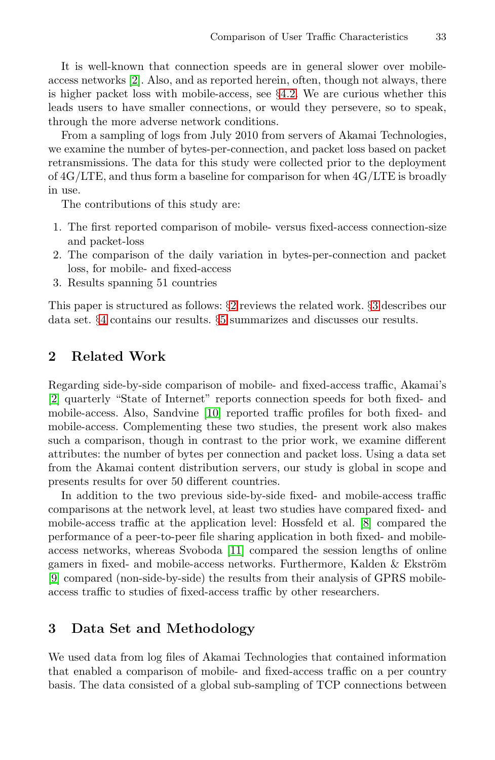It is well-known that connection speeds are in general slower over mobile-access networks [2]. Also, and as reported herein, often, though not always, there is higher packet loss with mobile-access, see §4.2. We are curious whether this leads users to have smaller connections, or would they persevere, so to speak, through the more adverse network conditions.

From a sampling of logs from July 2010 from servers of Akamai Technologies, we examine the number of bytes-per-connection, and packet loss based on packet retransmissions. The data for this study were collected prior to the deployment of 4G/LTE, and thus form a baseline for comparison for when 4G/LTE is broadly in use.

The contributions of this study are:

1. The first reported comparison of mobile- versus fixed-access connection-size and packet-loss
2. The comparison of the daily variation in bytes-per-connection and packet loss, for mobile- and fixed-access
3. Results spanning 51 countries

This paper is structured as follows: §2 reviews the related work. §3 describes our data set. §4 contains our results. §5 summarizes and discusses our results.

## 2 Related Work

Regarding side-by-side comparison of mobile- and fixed-access traffic, Akamai's [2] quarterly "State of Internet" reports connection speeds for both fixed- and mobile-access. Also, Sandvine [10] reported traffic profiles for both fixed- and mobile-access. Complementing these two studies, the present work also makes such a comparison, though in contrast to the prior work, we examine different attributes: the number of bytes per connection and packet loss. Using a data set from the Akamai content distribution servers, our study is global in scope and presents results for over 50 different countries.

In addition to the two previous side-by-side fixed- and mobile-access traffic comparisons at the network level, at least two studies have compared fixed- and mobile-access traffic at the application level: Hossfeld et al. [8] compared the performance of a peer-to-peer file sharing application in both fixed- and mobile-access networks, whereas Svoboda [11] compared the session lengths of online gamers in fixed- and mobile-access networks. Furthermore, Kalden & Ekström [9] compared (non-side-by-side) the results from their analysis of GPRS mobile-access traffic to studies of fixed-access traffic by other researchers.

## 3 Data Set and Methodology

We used data from log files of Akamai Technologies that contained information that enabled a comparison of mobile- and fixed-access traffic on a per country basis. The data consisted of a global sub-sampling of TCP connections between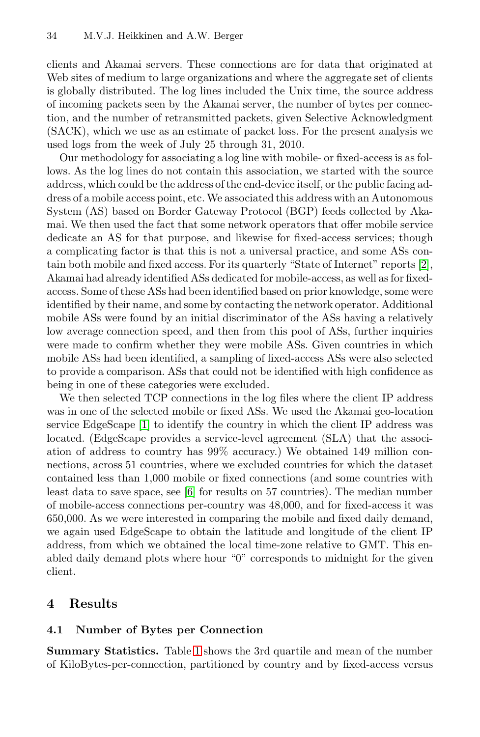clients and Akamai servers. These connections are for data that originated at Web sites of medium to large organizations and where the aggregate set of clients is globally distributed. The log lines included the Unix time, the source address of incoming packets seen by the Akamai server, the number of bytes per connection, and the number of retransmitted packets, given Selective Acknowledgment (SACK), which we use as an estimate of packet loss. For the present analysis we used logs from the week of July 25 through 31, 2010.

Our methodology for associating a log line with mobile- or fixed-access is as follows. As the log lines do not contain this association, we started with the source address, which could be the address of the end-device itself, or the public facing address of a mobile access point, etc. We associated this address with an Autonomous System (AS) based on Border Gateway Protocol (BGP) feeds collected by Akamai. We then used the fact that some network operators that offer mobile service dedicate an AS for that purpose, and likewise for fixed-access services; though a complicating factor is that this is not a universal practice, and some ASs contain both mobile and fixed access. For its quarterly "State of Internet" reports [2], Akamai had already identified ASs dedicated for mobile-access, as well as for fixed-access. Some of these ASs had been identified based on prior knowledge, some were identified by their name, and some by contacting the network operator. Additional mobile ASs were found by an initial discriminator of the ASs having a relatively low average connection speed, and then from this pool of ASs, further inquiries were made to confirm whether they were mobile ASs. Given countries in which mobile ASs had been identified, a sampling of fixed-access ASs were also selected to provide a comparison. ASs that could not be identified with high confidence as being in one of these categories were excluded.

We then selected TCP connections in the log files where the client IP address was in one of the selected mobile or fixed ASs. We used the Akamai geo-location service EdgeScape [1] to identify the country in which the client IP address was located. (EdgeScape provides a service-level agreement (SLA) that the association of address to country has 99% accuracy.) We obtained 149 million connections, across 51 countries, where we excluded countries for which the dataset contained less than 1,000 mobile or fixed connections (and some countries with least data to save space, see [6] for results on 57 countries). The median number of mobile-access connections per-country was 48,000, and for fixed-access it was 650,000. As we were interested in comparing the mobile and fixed daily demand, we again used EdgeScape to obtain the latitude and longitude of the client IP address, from which we obtained the local time-zone relative to GMT. This enabled daily demand plots where hour "0" corresponds to midnight for the given client.

## 4 Results

### 4.1 Number of Bytes per Connection

**Summary Statistics.** Table 1 shows the 3rd quartile and mean of the number of KiloBytes-per-connection, partitioned by country and by fixed-access versus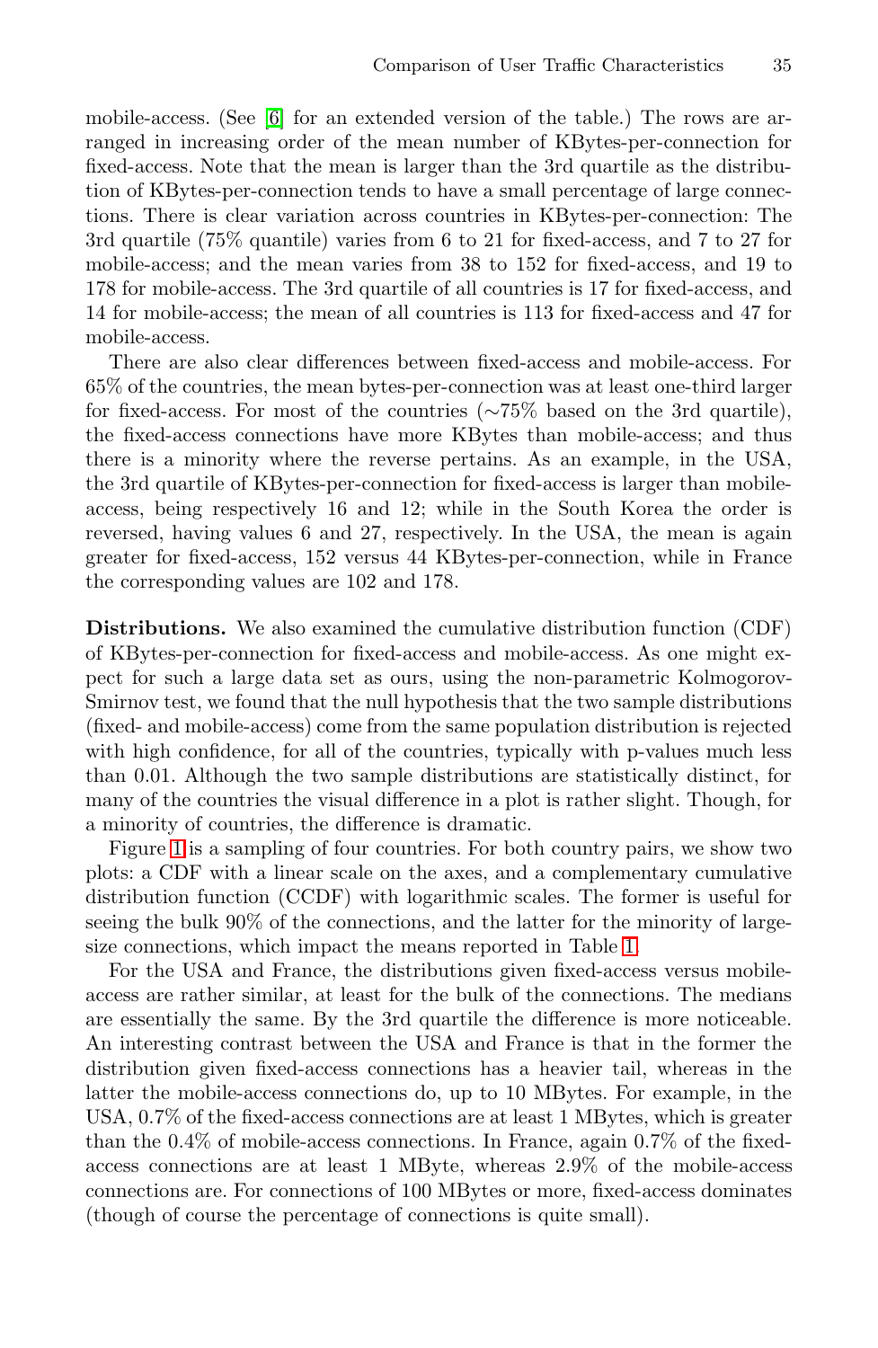mobile-access. (See [6] for an extended version of the table.) The rows are arranged in increasing order of the mean number of KBytes-per-connection for fixed-access. Note that the mean is larger than the 3rd quartile as the distribution of KBytes-per-connection tends to have a small percentage of large connections. There is clear variation across countries in KBytes-per-connection: The 3rd quartile (75% quantile) varies from 6 to 21 for fixed-access, and 7 to 27 for mobile-access; and the mean varies from 38 to 152 for fixed-access, and 19 to 178 for mobile-access. The 3rd quartile of all countries is 17 for fixed-access, and 14 for mobile-access; the mean of all countries is 113 for fixed-access and 47 for mobile-access.

There are also clear differences between fixed-access and mobile-access. For 65% of the countries, the mean bytes-per-connection was at least one-third larger for fixed-access. For most of the countries (~75% based on the 3rd quartile), the fixed-access connections have more KBytes than mobile-access; and thus there is a minority where the reverse pertains. As an example, in the USA, the 3rd quartile of KBytes-per-connection for fixed-access is larger than mobile-access, being respectively 16 and 12; while in the South Korea the order is reversed, having values 6 and 27, respectively. In the USA, the mean is again greater for fixed-access, 152 versus 44 KBytes-per-connection, while in France the corresponding values are 102 and 178.

**Distributions.** We also examined the cumulative distribution function (CDF) of KBytes-per-connection for fixed-access and mobile-access. As one might expect for such a large data set as ours, using the non-parametric Kolmogorov-Smirnov test, we found that the null hypothesis that the two sample distributions (fixed- and mobile-access) come from the same population distribution is rejected with high confidence, for all of the countries, typically with p-values much less than 0.01. Although the two sample distributions are statistically distinct, for many of the countries the visual difference in a plot is rather slight. Though, for a minority of countries, the difference is dramatic.

Figure 1 is a sampling of four countries. For both country pairs, we show two plots: a CDF with a linear scale on the axes, and a complementary cumulative distribution function (CCDF) with logarithmic scales. The former is useful for seeing the bulk 90% of the connections, and the latter for the minority of large-size connections, which impact the means reported in Table 1.

For the USA and France, the distributions given fixed-access versus mobile-access are rather similar, at least for the bulk of the connections. The medians are essentially the same. By the 3rd quartile the difference is more noticeable. An interesting contrast between the USA and France is that in the former the distribution given fixed-access connections has a heavier tail, whereas in the latter the mobile-access connections do, up to 10 MBytes. For example, in the USA, 0.7% of the fixed-access connections are at least 1 MBytes, which is greater than the 0.4% of mobile-access connections. In France, again 0.7% of the fixed-access connections are at least 1 MByte, whereas 2.9% of the mobile-access connections are. For connections of 100 MBytes or more, fixed-access dominates (though of course the percentage of connections is quite small).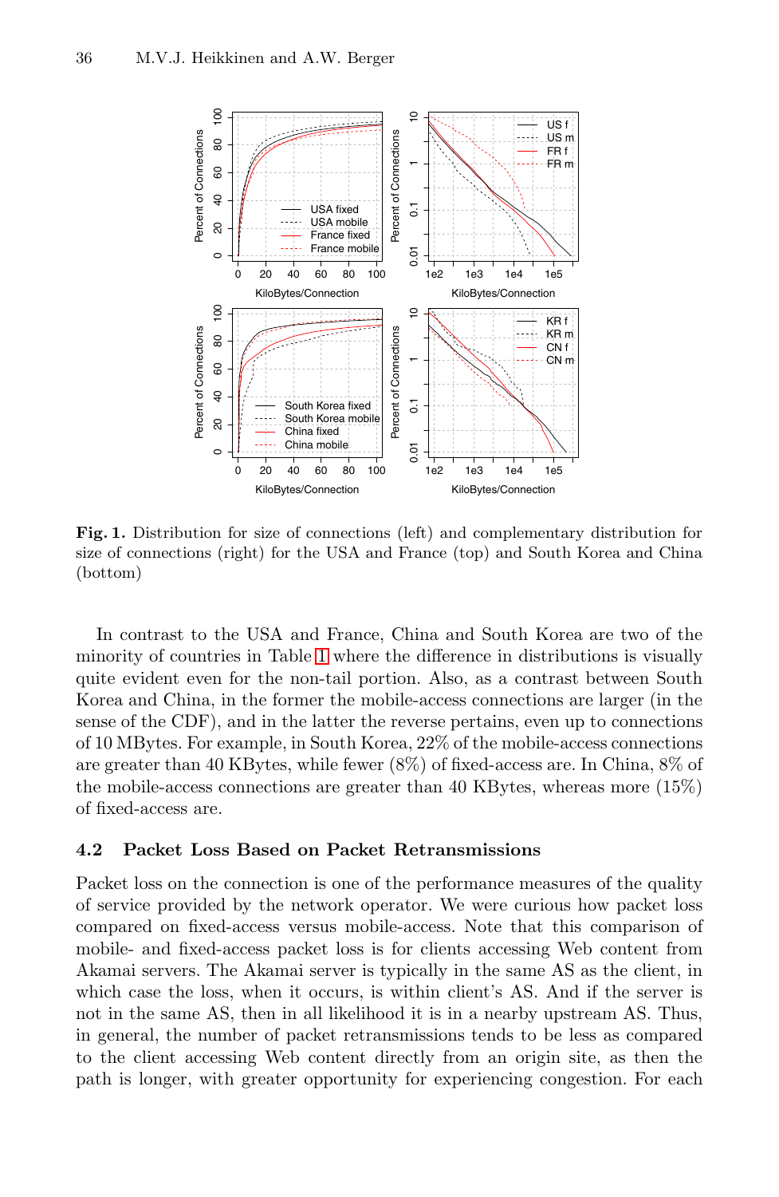**Fig. 1.** Distribution for size of connections (left) and complementary distribution for size of connections (right) for the USA and France (top) and South Korea and China (bottom)

In contrast to the USA and France, China and South Korea are two of the minority of countries in Table 1 where the difference in distributions is visually quite evident even for the non-tail portion. Also, as a contrast between South Korea and China, in the former the mobile-access connections are larger (in the sense of the CDF), and in the latter the reverse pertains, even up to connections of 10 MBytes. For example, in South Korea, 22% of the mobile-access connections are greater than 40 KBytes, while fewer (8%) of fixed-access are. In China, 8% of the mobile-access connections are greater than 40 KBytes, whereas more (15%) of fixed-access are.

### 4.2 Packet Loss Based on Packet Retransmissions

Packet loss on the connection is one of the performance measures of the quality of service provided by the network operator. We were curious how packet loss compared on fixed-access versus mobile-access. Note that this comparison of mobile- and fixed-access packet loss is for clients accessing Web content from Akamai servers. The Akamai server is typically in the same AS as the client, in which case the loss, when it occurs, is within client's AS. And if the server is not in the same AS, then in all likelihood it is in a nearby upstream AS. Thus, in general, the number of packet retransmissions tends to be less as compared to the client accessing Web content directly from an origin site, as then the path is longer, with greater opportunity for experiencing congestion. For each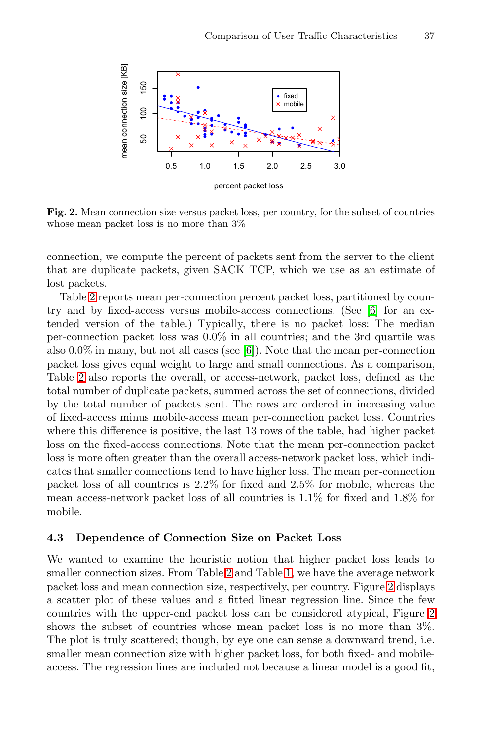**Fig. 2.** Mean connection size versus packet loss, per country, for the subset of countries whose mean packet loss is no more than 3%

connection, we compute the percent of packets sent from the server to the client that are duplicate packets, given SACK TCP, which we use as an estimate of lost packets.

Table 2 reports mean per-connection percent packet loss, partitioned by country and by fixed-access versus mobile-access connections. (See [6] for an extended version of the table.) Typically, there is no packet loss: The median per-connection packet loss was 0.0% in all countries; and the 3rd quartile was also 0.0% in many, but not all cases (see [6]). Note that the mean per-connection packet loss gives equal weight to large and small connections. As a comparison, Table 2 also reports the overall, or access-network, packet loss, defined as the total number of duplicate packets, summed across the set of connections, divided by the total number of packets sent. The rows are ordered in increasing value of fixed-access minus mobile-access mean per-connection packet loss. Countries where this difference is positive, the last 13 rows of the table, had higher packet loss on the fixed-access connections. Note that the mean per-connection packet loss is more often greater than the overall access-network packet loss, which indicates that smaller connections tend to have higher loss. The mean per-connection packet loss of all countries is 2.2% for fixed and 2.5% for mobile, whereas the mean access-network packet loss of all countries is 1.1% for fixed and 1.8% for mobile.

### 4.3 Dependence of Connection Size on Packet Loss

We wanted to examine the heuristic notion that higher packet loss leads to smaller connection sizes. From Table 2 and Table 1, we have the average network packet loss and mean connection size, respectively, per country. Figure 2 displays a scatter plot of these values and a fitted linear regression line. Since the few countries with the upper-end packet loss can be considered atypical, Figure 2 shows the subset of countries whose mean packet loss is no more than 3%. The plot is truly scattered; though, by eye one can sense a downward trend, i.e. smaller mean connection size with higher packet loss, for both fixed- and mobile-access. The regression lines are included not because a linear model is a good fit,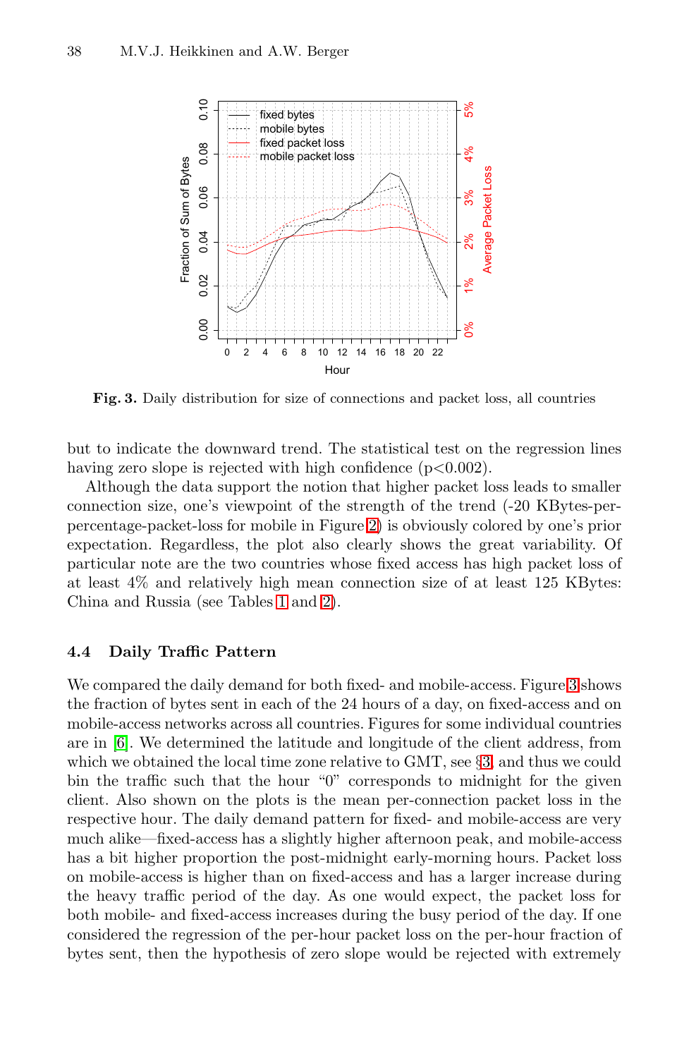**Fig. 3.** Daily distribution for size of connections and packet loss, all countries

but to indicate the downward trend. The statistical test on the regression lines having zero slope is rejected with high confidence ($p<0.002$).

Although the data support the notion that higher packet loss leads to smaller connection size, one's viewpoint of the strength of the trend (-20 KBytes-per-percentage-packet-loss for mobile in Figure 2) is obviously colored by one's prior expectation. Regardless, the plot also clearly shows the great variability. Of particular note are the two countries whose fixed access has high packet loss of at least 4% and relatively high mean connection size of at least 125 KBytes: China and Russia (see Tables 1 and 2).

### 4.4 Daily Traffic Pattern

We compared the daily demand for both fixed- and mobile-access. Figure 3 shows the fraction of bytes sent in each of the 24 hours of a day, on fixed-access and on mobile-access networks across all countries. Figures for some individual countries are in [6]. We determined the latitude and longitude of the client address, from which we obtained the local time zone relative to GMT, see §3, and thus we could bin the traffic such that the hour "0" corresponds to midnight for the given client. Also shown on the plots is the mean per-connection packet loss in the respective hour. The daily demand pattern for fixed- and mobile-access are very much alike—fixed-access has a slightly higher afternoon peak, and mobile-access has a bit higher proportion the post-midnight early-morning hours. Packet loss on mobile-access is higher than on fixed-access and has a larger increase during the heavy traffic period of the day. As one would expect, the packet loss for both mobile- and fixed-access increases during the busy period of the day. If one considered the regression of the per-hour packet loss on the per-hour fraction of bytes sent, then the hypothesis of zero slope would be rejected with extremely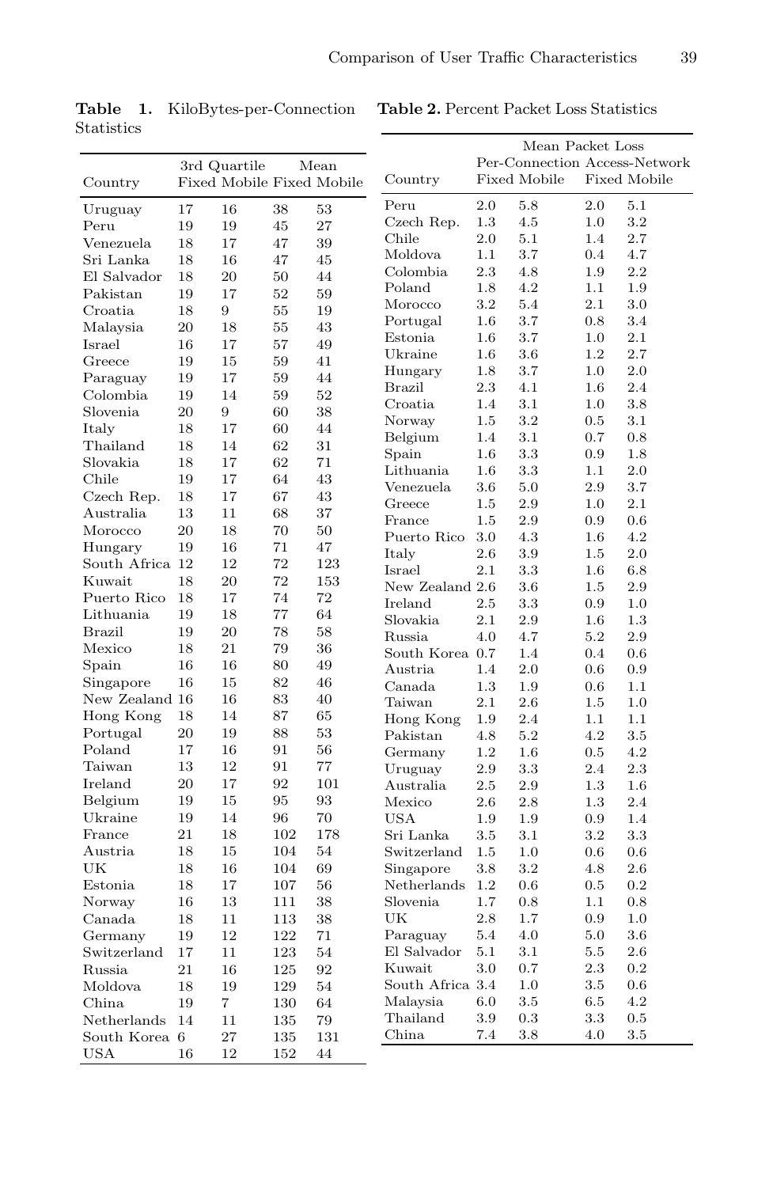**Table 1.** KiloBytes-per-Connection Statistics

| Country | 3rd Quartile | | Mean | |
|---|---|---|---|---|
| | Fixed | Mobile | Fixed | Mobile |
| Uruguay | 17 | 16 | 38 | 53 |
| Peru | 19 | 19 | 45 | 27 |
| Venezuela | 18 | 17 | 47 | 39 |
| Sri Lanka | 18 | 16 | 47 | 45 |
| El Salvador | 18 | 20 | 50 | 44 |
| Pakistan | 19 | 17 | 52 | 59 |
| Croatia | 18 | 9 | 55 | 19 |
| Malaysia | 20 | 18 | 55 | 43 |
| Israel | 16 | 17 | 57 | 49 |
| Greece | 19 | 15 | 59 | 41 |
| Paraguay | 19 | 17 | 59 | 44 |
| Colombia | 19 | 14 | 59 | 52 |
| Slovenia | 20 | 9 | 60 | 38 |
| Italy | 18 | 17 | 60 | 44 |
| Thailand | 18 | 14 | 62 | 31 |
| Slovakia | 18 | 17 | 62 | 71 |
| Chile | 19 | 17 | 64 | 43 |
| Czech Rep. | 18 | 17 | 67 | 43 |
| Australia | 13 | 11 | 68 | 37 |
| Morocco | 20 | 18 | 70 | 50 |
| Hungary | 19 | 16 | 71 | 47 |
| South Africa | 12 | 12 | 72 | 123 |
| Kuwait | 18 | 20 | 72 | 153 |
| Puerto Rico | 18 | 17 | 74 | 72 |
| Lithuania | 19 | 18 | 77 | 64 |
| Brazil | 19 | 20 | 78 | 58 |
| Mexico | 18 | 21 | 79 | 36 |
| Spain | 16 | 16 | 80 | 49 |
| Singapore | 16 | 15 | 82 | 46 |
| New Zealand | 16 | 16 | 83 | 40 |
| Hong Kong | 18 | 14 | 87 | 65 |
| Portugal | 20 | 19 | 88 | 53 |
| Poland | 17 | 16 | 91 | 56 |
| Taiwan | 13 | 12 | 91 | 77 |
| Ireland | 20 | 17 | 92 | 101 |
| Belgium | 19 | 15 | 95 | 93 |
| Ukraine | 19 | 14 | 96 | 70 |
| France | 21 | 18 | 102 | 178 |
| Austria | 18 | 15 | 104 | 54 |
| UK | 18 | 16 | 104 | 69 |
| Estonia | 18 | 17 | 107 | 56 |
| Norway | 16 | 13 | 111 | 38 |
| Canada | 18 | 11 | 113 | 38 |
| Germany | 19 | 12 | 122 | 71 |
| Switzerland | 17 | 11 | 123 | 54 |
| Russia | 21 | 16 | 125 | 92 |
| Moldova | 18 | 19 | 129 | 54 |
| China | 19 | 7 | 130 | 64 |
| Netherlands | 14 | 11 | 135 | 79 |
| South Korea | 6 | 27 | 135 | 131 |
| USA | 16 | 12 | 152 | 44 |

**Table 2.** Percent Packet Loss Statistics

| Country | Mean Packet Loss | | | |
|---|---|---|---|---|
| | Per-Connection | | Access-Network | |
| | Fixed | Mobile | Fixed | Mobile |
| Peru | 2.0 | 5.8 | 2.0 | 5.1 |
| Czech Rep. | 1.3 | 4.5 | 1.0 | 3.2 |
| Chile | 2.0 | 5.1 | 1.4 | 2.7 |
| Moldova | 1.1 | 3.7 | 0.4 | 4.7 |
| Colombia | 2.3 | 4.8 | 1.9 | 2.2 |
| Poland | 1.8 | 4.2 | 1.1 | 1.9 |
| Morocco | 3.2 | 5.4 | 2.1 | 3.0 |
| Portugal | 1.6 | 3.7 | 0.8 | 3.4 |
| Estonia | 1.6 | 3.7 | 1.0 | 2.1 |
| Ukraine | 1.6 | 3.6 | 1.2 | 2.7 |
| Hungary | 1.8 | 3.7 | 1.0 | 2.0 |
| Brazil | 2.3 | 4.1 | 1.6 | 2.4 |
| Croatia | 1.4 | 3.1 | 1.0 | 3.8 |
| Norway | 1.5 | 3.2 | 0.5 | 3.1 |
| Belgium | 1.4 | 3.1 | 0.7 | 0.8 |
| Spain | 1.6 | 3.3 | 0.9 | 1.8 |
| Lithuania | 1.6 | 3.3 | 1.1 | 2.0 |
| Venezuela | 3.6 | 5.0 | 2.9 | 3.7 |
| Greece | 1.5 | 2.9 | 1.0 | 2.1 |
| France | 1.5 | 2.9 | 0.9 | 0.6 |
| Puerto Rico | 3.0 | 4.3 | 1.6 | 4.2 |
| Italy | 2.6 | 3.9 | 1.5 | 2.0 |
| Israel | 2.1 | 3.3 | 1.6 | 6.8 |
| New Zealand | 2.6 | 3.6 | 1.5 | 2.9 |
| Ireland | 2.5 | 3.3 | 0.9 | 1.0 |
| Slovakia | 2.1 | 2.9 | 1.6 | 1.3 |
| Russia | 4.0 | 4.7 | 5.2 | 2.9 |
| South Korea | 0.7 | 1.4 | 0.4 | 0.6 |
| Austria | 1.4 | 2.0 | 0.6 | 0.9 |
| Canada | 1.3 | 1.9 | 0.6 | 1.1 |
| Taiwan | 2.1 | 2.6 | 1.5 | 1.0 |
| Hong Kong | 1.9 | 2.4 | 1.1 | 1.1 |
| Pakistan | 4.8 | 5.2 | 4.2 | 3.5 |
| Germany | 1.2 | 1.6 | 0.5 | 4.2 |
| Uruguay | 2.9 | 3.3 | 2.4 | 2.3 |
| Australia | 2.5 | 2.9 | 1.3 | 1.6 |
| Mexico | 2.6 | 2.8 | 1.3 | 2.4 |
| USA | 1.9 | 1.9 | 0.9 | 1.4 |
| Sri Lanka | 3.5 | 3.1 | 3.2 | 3.3 |
| Switzerland | 1.5 | 1.0 | 0.6 | 0.6 |
| Singapore | 3.8 | 3.2 | 4.8 | 2.6 |
| Netherlands | 1.2 | 0.6 | 0.5 | 0.2 |
| Slovenia | 1.7 | 0.8 | 1.1 | 0.8 |
| UK | 2.8 | 1.7 | 0.9 | 1.0 |
| Paraguay | 5.4 | 4.0 | 5.0 | 3.6 |
| El Salvador | 5.1 | 3.1 | 5.5 | 2.6 |
| Kuwait | 3.0 | 0.7 | 2.3 | 0.2 |
| South Africa | 3.4 | 1.0 | 3.5 | 0.6 |
| Malaysia | 6.0 | 3.5 | 6.5 | 4.2 |
| Thailand | 3.9 | 0.3 | 3.3 | 0.5 |
| China | 7.4 | 3.8 | 4.0 | 3.5 |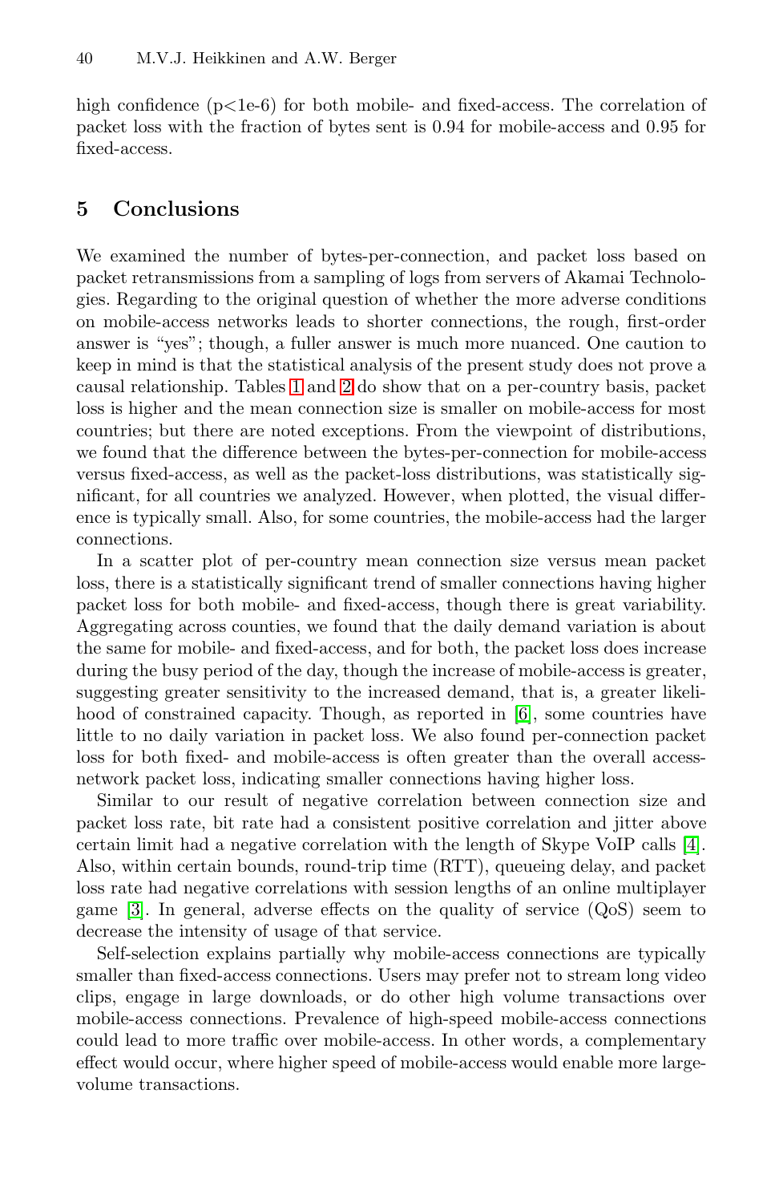high confidence ($p<1e-6$) for both mobile- and fixed-access. The correlation of packet loss with the fraction of bytes sent is 0.94 for mobile-access and 0.95 for fixed-access.

## 5 Conclusions

We examined the number of bytes-per-connection, and packet loss based on packet retransmissions from a sampling of logs from servers of Akamai Technologies. Regarding to the original question of whether the more adverse conditions on mobile-access networks leads to shorter connections, the rough, first-order answer is "yes"; though, a fuller answer is much more nuanced. One caution to keep in mind is that the statistical analysis of the present study does not prove a causal relationship. Tables 1 and 2 do show that on a per-country basis, packet loss is higher and the mean connection size is smaller on mobile-access for most countries; but there are noted exceptions. From the viewpoint of distributions, we found that the difference between the bytes-per-connection for mobile-access versus fixed-access, as well as the packet-loss distributions, was statistically significant, for all countries we analyzed. However, when plotted, the visual difference is typically small. Also, for some countries, the mobile-access had the larger connections.

In a scatter plot of per-country mean connection size versus mean packet loss, there is a statistically significant trend of smaller connections having higher packet loss for both mobile- and fixed-access, though there is great variability. Aggregating across counties, we found that the daily demand variation is about the same for mobile- and fixed-access, and for both, the packet loss does increase during the busy period of the day, though the increase of mobile-access is greater, suggesting greater sensitivity to the increased demand, that is, a greater likelihood of constrained capacity. Though, as reported in [6], some countries have little to no daily variation in packet loss. We also found per-connection packet loss for both fixed- and mobile-access is often greater than the overall access-network packet loss, indicating smaller connections having higher loss.

Similar to our result of negative correlation between connection size and packet loss rate, bit rate had a consistent positive correlation and jitter above certain limit had a negative correlation with the length of Skype VoIP calls [4]. Also, within certain bounds, round-trip time (RTT), queueing delay, and packet loss rate had negative correlations with session lengths of an online multiplayer game [3]. In general, adverse effects on the quality of service (QoS) seem to decrease the intensity of usage of that service.

Self-selection explains partially why mobile-access connections are typically smaller than fixed-access connections. Users may prefer not to stream long video clips, engage in large downloads, or do other high volume transactions over mobile-access connections. Prevalence of high-speed mobile-access connections could lead to more traffic over mobile-access. In other words, a complementary effect would occur, where higher speed of mobile-access would enable more large-volume transactions.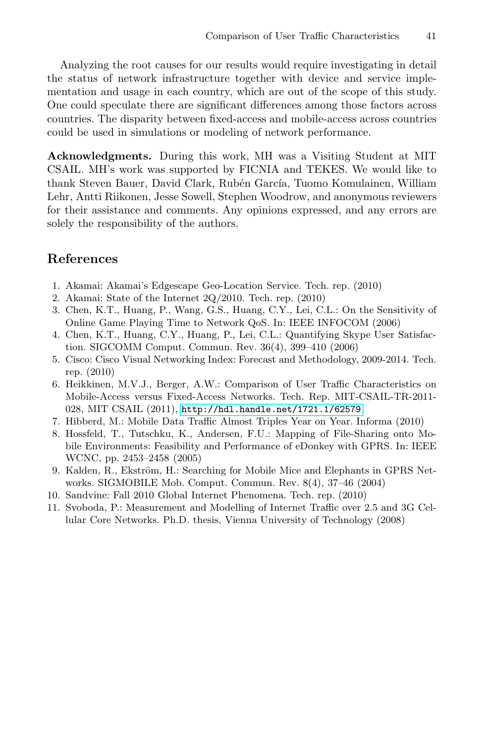Analyzing the root causes for our results would require investigating in detail the status of network infrastructure together with device and service implementation and usage in each country, which are out of the scope of this study. One could speculate there are significant differences among those factors across countries. The disparity between fixed-access and mobile-access across countries could be used in simulations or modeling of network performance.

**Acknowledgments.** During this work, MH was a Visiting Student at MIT CSAIL. MH's work was supported by FICNIA and TEKES. We would like to thank Steven Bauer, David Clark, Rubén García, Tuomo Komulainen, William Lehr, Antti Riikonen, Jesse Sowell, Stephen Woodrow, and anonymous reviewers for their assistance and comments. Any opinions expressed, and any errors are solely the responsibility of the authors.

## References

1. Akamai: Akamai's Edgescape Geo-Location Service. Tech. rep. (2010)
2. Akamai: State of the Internet 2Q/2010. Tech. rep. (2010)
3. Chen, K.T., Huang, P., Wang, G.S., Huang, C.Y., Lei, C.L.: On the Sensitivity of Online Game Playing Time to Network QoS. In: IEEE INFOCOM (2006)
4. Chen, K.T., Huang, C.Y., Huang, P., Lei, C.L.: Quantifying Skype User Satisfaction. SIGCOMM Comput. Commun. Rev. 36(4), 399–410 (2006)
5. Cisco: Cisco Visual Networking Index: Forecast and Methodology, 2009-2014. Tech. rep. (2010)
6. Heikkinen, M.V.J., Berger, A.W.: Comparison of User Traffic Characteristics on Mobile-Access versus Fixed-Access Networks. Tech. Rep. MIT-CSAIL-TR-2011-028, MIT CSAIL (2011), http://hdl.handle.net/1721.1/62579
7. Hibberd, M.: Mobile Data Traffic Almost Triples Year on Year. Informa (2010)
8. Hossfeld, T., Tutschku, K., Andersen, F.U.: Mapping of File-Sharing onto Mobile Environments: Feasibility and Performance of eDonkey with GPRS. In: IEEE WCNC, pp. 2453–2458 (2005)
9. Kalden, R., Ekström, H.: Searching for Mobile Mice and Elephants in GPRS Networks. SIGMOBILE Mob. Comput. Commun. Rev. 8(4), 37–46 (2004)
10. Sandvine: Fall 2010 Global Internet Phenomena. Tech. rep. (2010)
11. Svoboda, P.: Measurement and Modelling of Internet Traffic over 2.5 and 3G Cellular Core Networks. Ph.D. thesis, Vienna University of Technology (2008)